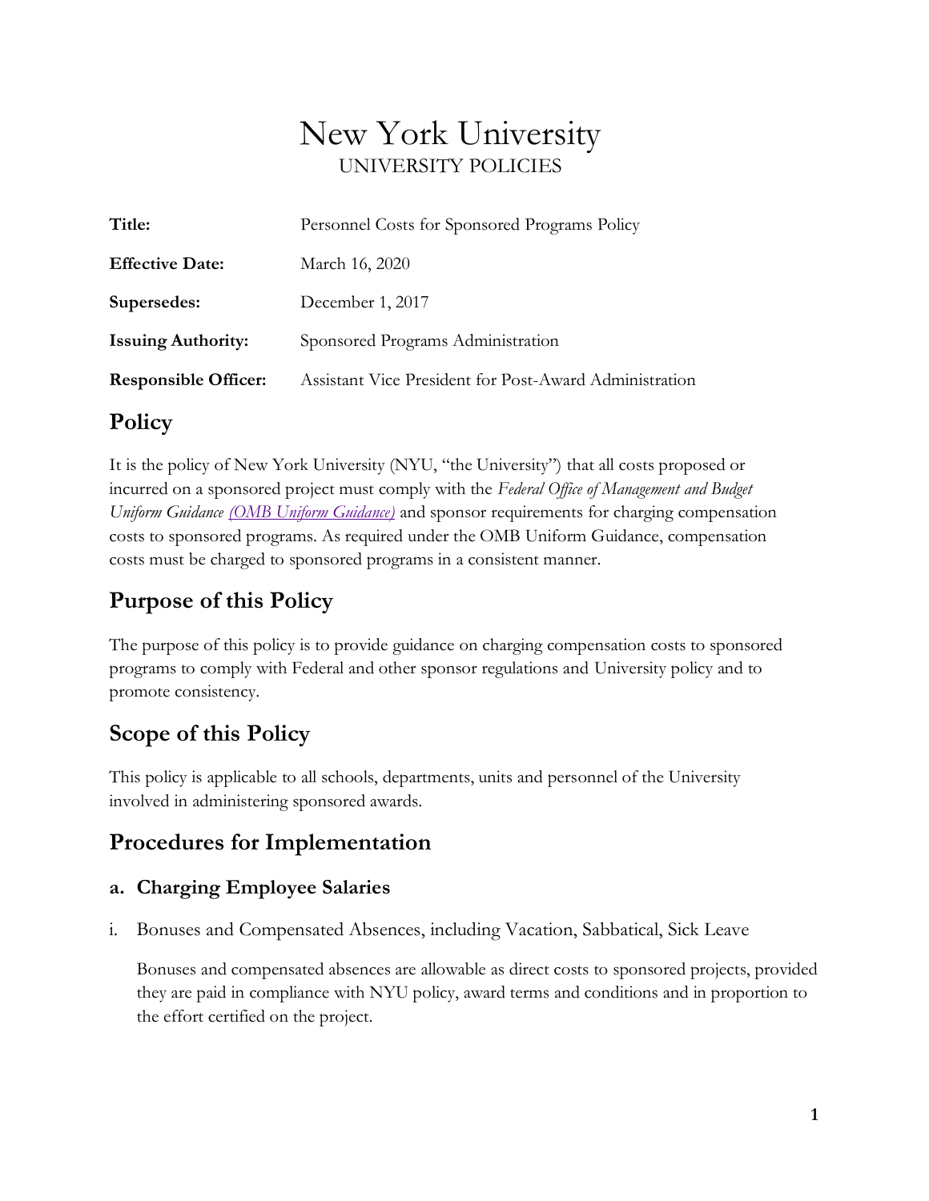# New York University

UNIVERSITY POLICIES

| | |
|---|---|
| **Title:** | Personnel Costs for Sponsored Programs Policy |
| **Effective Date:** | March 16, 2020 |
| **Supersedes:** | December 1, 2017 |
| **Issuing Authority:** | Sponsored Programs Administration |
| **Responsible Officer:** | Assistant Vice President for Post-Award Administration |

## Policy

It is the policy of New York University (NYU, "the University") that all costs proposed or incurred on a sponsored project must comply with the *Federal Office of Management and Budget Uniform Guidance (OMB Uniform Guidance)* and sponsor requirements for charging compensation costs to sponsored programs. As required under the OMB Uniform Guidance, compensation costs must be charged to sponsored programs in a consistent manner.

## Purpose of this Policy

The purpose of this policy is to provide guidance on charging compensation costs to sponsored programs to comply with Federal and other sponsor regulations and University policy and to promote consistency.

## Scope of this Policy

This policy is applicable to all schools, departments, units and personnel of the University involved in administering sponsored awards.

## Procedures for Implementation

### a. Charging Employee Salaries

i. Bonuses and Compensated Absences, including Vacation, Sabbatical, Sick Leave

Bonuses and compensated absences are allowable as direct costs to sponsored projects, provided they are paid in compliance with NYU policy, award terms and conditions and in proportion to the effort certified on the project.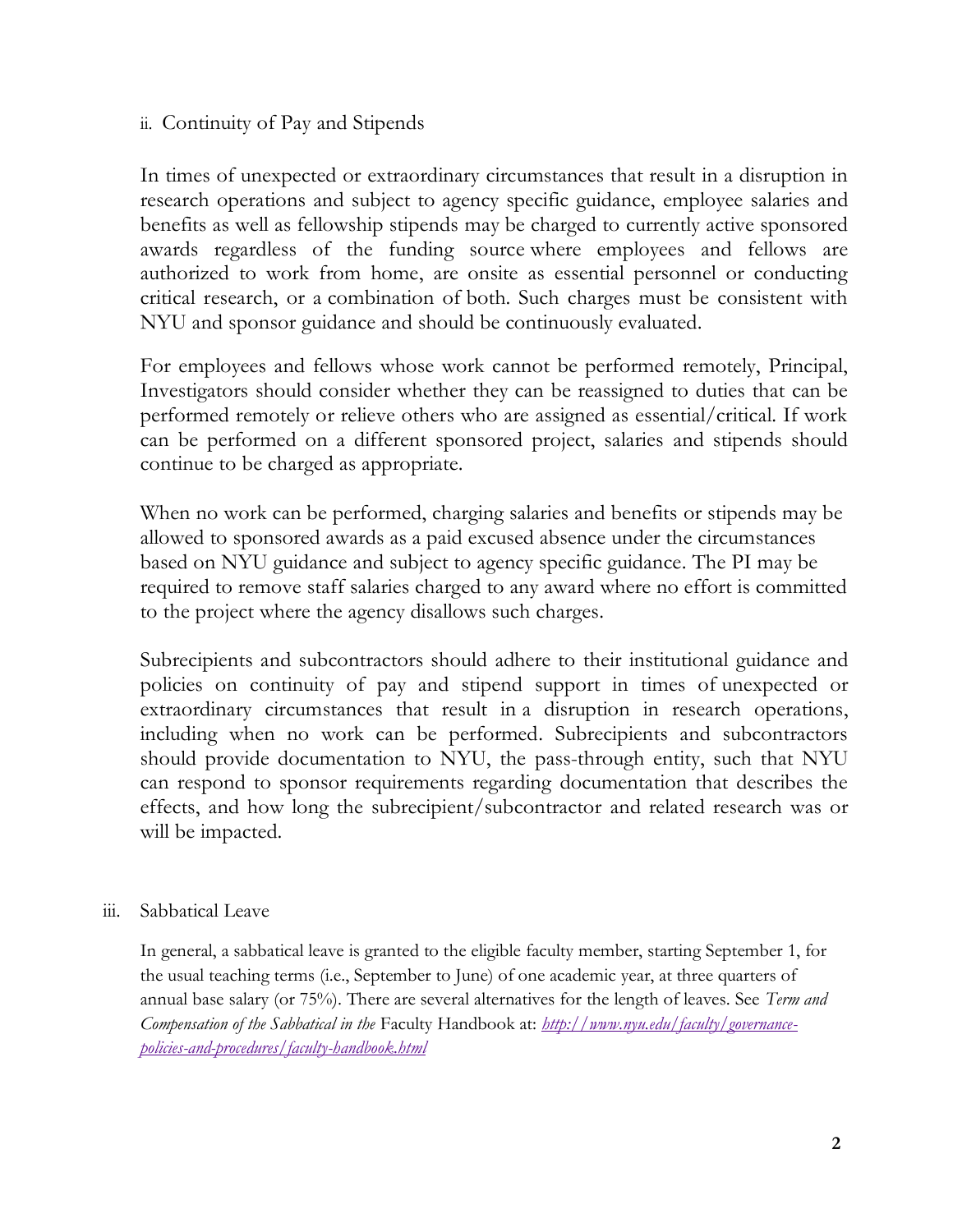ii. Continuity of Pay and Stipends

In times of unexpected or extraordinary circumstances that result in a disruption in research operations and subject to agency specific guidance, employee salaries and benefits as well as fellowship stipends may be charged to currently active sponsored awards regardless of the funding source where employees and fellows are authorized to work from home, are onsite as essential personnel or conducting critical research, or a combination of both. Such charges must be consistent with NYU and sponsor guidance and should be continuously evaluated.

For employees and fellows whose work cannot be performed remotely, Principal, Investigators should consider whether they can be reassigned to duties that can be performed remotely or relieve others who are assigned as essential/critical. If work can be performed on a different sponsored project, salaries and stipends should continue to be charged as appropriate.

When no work can be performed, charging salaries and benefits or stipends may be allowed to sponsored awards as a paid excused absence under the circumstances based on NYU guidance and subject to agency specific guidance. The PI may be required to remove staff salaries charged to any award where no effort is committed to the project where the agency disallows such charges.

Subrecipients and subcontractors should adhere to their institutional guidance and policies on continuity of pay and stipend support in times of unexpected or extraordinary circumstances that result in a disruption in research operations, including when no work can be performed. Subrecipients and subcontractors should provide documentation to NYU, the pass-through entity, such that NYU can respond to sponsor requirements regarding documentation that describes the effects, and how long the subrecipient/subcontractor and related research was or will be impacted.

iii. Sabbatical Leave

In general, a sabbatical leave is granted to the eligible faculty member, starting September 1, for the usual teaching terms (i.e., September to June) of one academic year, at three quarters of annual base salary (or 75%). There are several alternatives for the length of leaves. See *Term and Compensation of the Sabbatical in the* Faculty Handbook at: [http://www.nyu.edu/faculty/governance-policies-and-procedures/faculty-handbook.html](http://www.nyu.edu/faculty/governance-policies-and-procedures/faculty-handbook.html)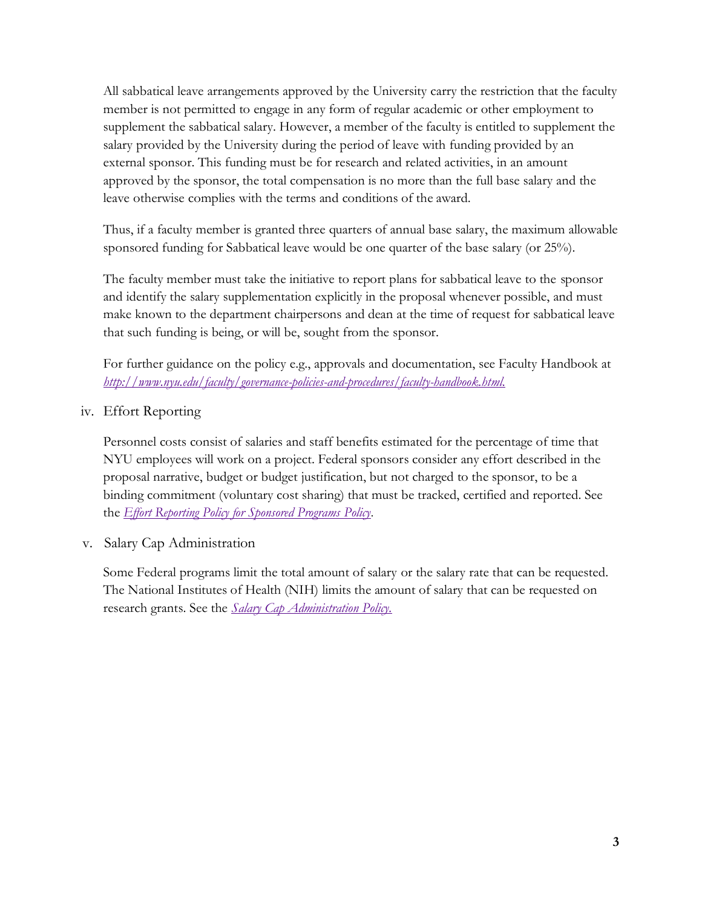All sabbatical leave arrangements approved by the University carry the restriction that the faculty member is not permitted to engage in any form of regular academic or other employment to supplement the sabbatical salary. However, a member of the faculty is entitled to supplement the salary provided by the University during the period of leave with funding provided by an external sponsor. This funding must be for research and related activities, in an amount approved by the sponsor, the total compensation is no more than the full base salary and the leave otherwise complies with the terms and conditions of the award.

Thus, if a faculty member is granted three quarters of annual base salary, the maximum allowable sponsored funding for Sabbatical leave would be one quarter of the base salary (or 25%).

The faculty member must take the initiative to report plans for sabbatical leave to the sponsor and identify the salary supplementation explicitly in the proposal whenever possible, and must make known to the department chairpersons and dean at the time of request for sabbatical leave that such funding is being, or will be, sought from the sponsor.

For further guidance on the policy e.g., approvals and documentation, see Faculty Handbook at [http://www.nyu.edu/faculty/governance-policies-and-procedures/faculty-handbook.html.](http://www.nyu.edu/faculty/governance-policies-and-procedures/faculty-handbook.html)

### iv. Effort Reporting

Personnel costs consist of salaries and staff benefits estimated for the percentage of time that NYU employees will work on a project. Federal sponsors consider any effort described in the proposal narrative, budget or budget justification, but not charged to the sponsor, to be a binding commitment (voluntary cost sharing) that must be tracked, certified and reported. See the *Effort Reporting Policy for Sponsored Programs Policy*.

### v. Salary Cap Administration

Some Federal programs limit the total amount of salary or the salary rate that can be requested. The National Institutes of Health (NIH) limits the amount of salary that can be requested on research grants. See the *Salary Cap Administration Policy.*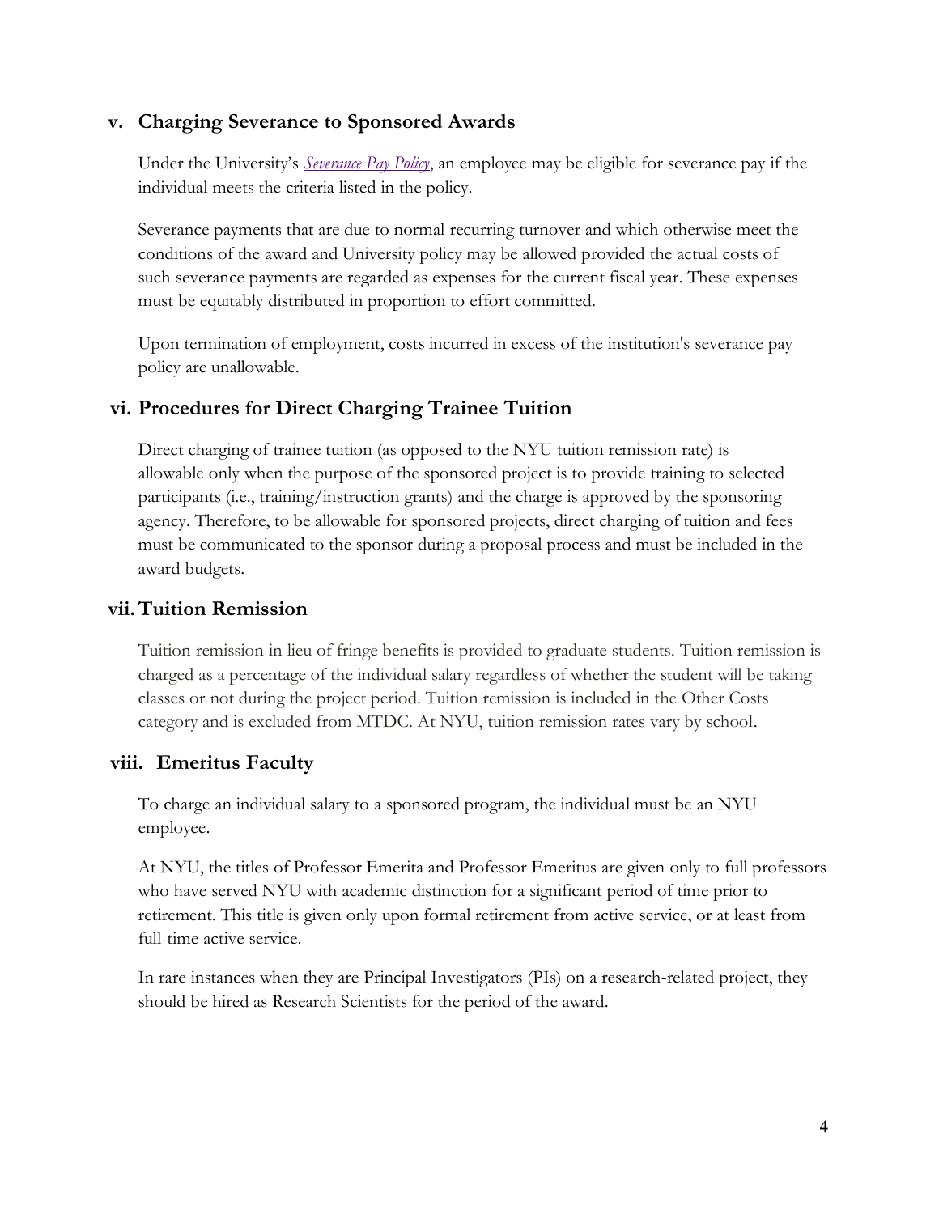### v. Charging Severance to Sponsored Awards

Under the University's *Severance Pay Policy*, an employee may be eligible for severance pay if the individual meets the criteria listed in the policy.

Severance payments that are due to normal recurring turnover and which otherwise meet the conditions of the award and University policy may be allowed provided the actual costs of such severance payments are regarded as expenses for the current fiscal year. These expenses must be equitably distributed in proportion to effort committed.

Upon termination of employment, costs incurred in excess of the institution's severance pay policy are unallowable.

### vi. Procedures for Direct Charging Trainee Tuition

Direct charging of trainee tuition (as opposed to the NYU tuition remission rate) is allowable only when the purpose of the sponsored project is to provide training to selected participants (i.e., training/instruction grants) and the charge is approved by the sponsoring agency. Therefore, to be allowable for sponsored projects, direct charging of tuition and fees must be communicated to the sponsor during a proposal process and must be included in the award budgets.

### vii. Tuition Remission

Tuition remission in lieu of fringe benefits is provided to graduate students. Tuition remission is charged as a percentage of the individual salary regardless of whether the student will be taking classes or not during the project period. Tuition remission is included in the Other Costs category and is excluded from MTDC. At NYU, tuition remission rates vary by school.

### viii. Emeritus Faculty

To charge an individual salary to a sponsored program, the individual must be an NYU employee.

At NYU, the titles of Professor Emerita and Professor Emeritus are given only to full professors who have served NYU with academic distinction for a significant period of time prior to retirement. This title is given only upon formal retirement from active service, or at least from full-time active service.

In rare instances when they are Principal Investigators (PIs) on a research-related project, they should be hired as Research Scientists for the period of the award.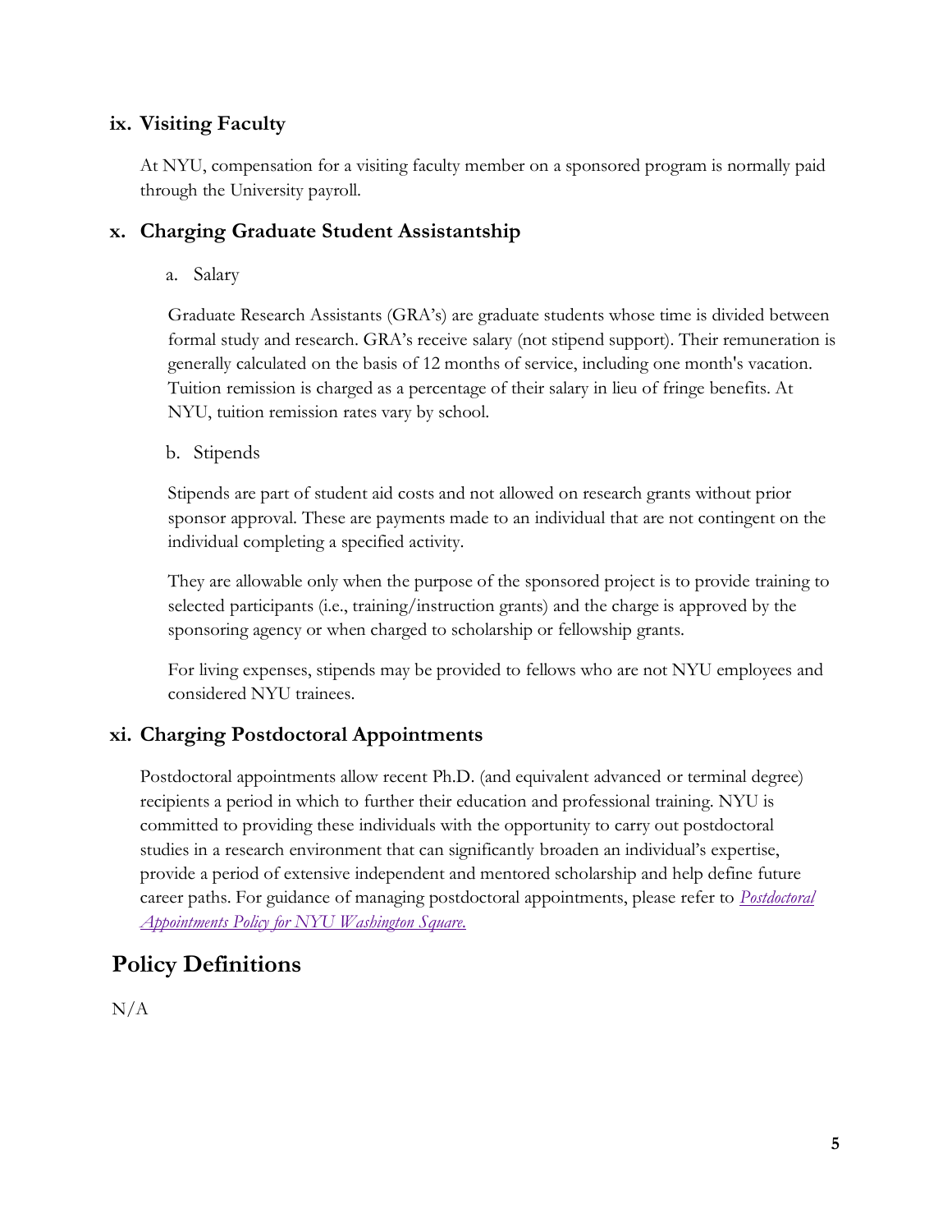### ix. Visiting Faculty

At NYU, compensation for a visiting faculty member on a sponsored program is normally paid through the University payroll.

### x. Charging Graduate Student Assistantship

a. Salary

Graduate Research Assistants (GRA's) are graduate students whose time is divided between formal study and research. GRA's receive salary (not stipend support). Their remuneration is generally calculated on the basis of 12 months of service, including one month's vacation. Tuition remission is charged as a percentage of their salary in lieu of fringe benefits. At NYU, tuition remission rates vary by school.

b. Stipends

Stipends are part of student aid costs and not allowed on research grants without prior sponsor approval. These are payments made to an individual that are not contingent on the individual completing a specified activity.

They are allowable only when the purpose of the sponsored project is to provide training to selected participants (i.e., training/instruction grants) and the charge is approved by the sponsoring agency or when charged to scholarship or fellowship grants.

For living expenses, stipends may be provided to fellows who are not NYU employees and considered NYU trainees.

### xi. Charging Postdoctoral Appointments

Postdoctoral appointments allow recent Ph.D. (and equivalent advanced or terminal degree) recipients a period in which to further their education and professional training. NYU is committed to providing these individuals with the opportunity to carry out postdoctoral studies in a research environment that can significantly broaden an individual's expertise, provide a period of extensive independent and mentored scholarship and help define future career paths. For guidance of managing postdoctoral appointments, please refer to *Postdoctoral Appointments Policy for NYU Washington Square.*

## Policy Definitions

N/A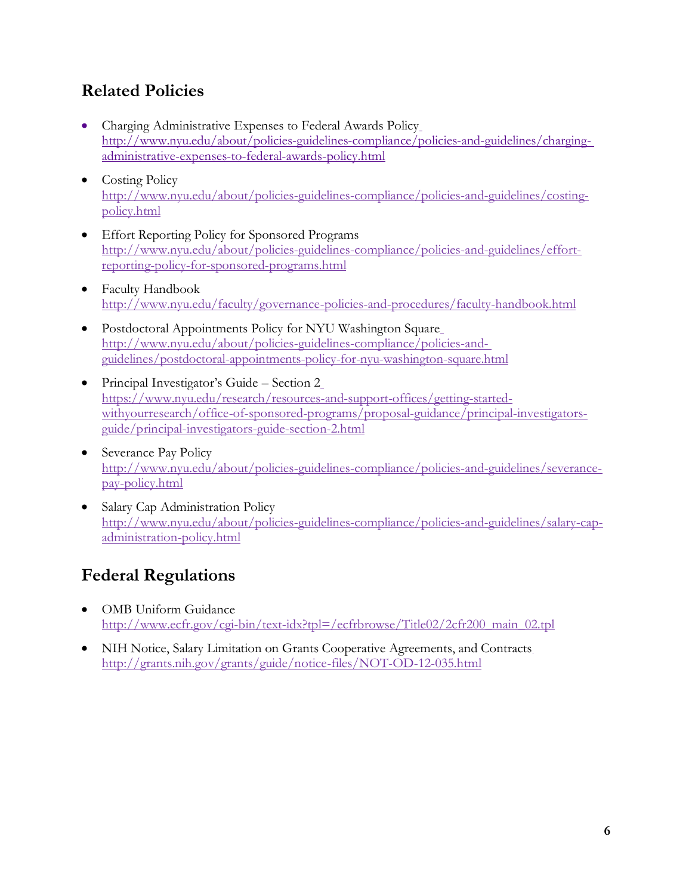## Related Policies

- Charging Administrative Expenses to Federal Awards Policy
  http://www.nyu.edu/about/policies-guidelines-compliance/policies-and-guidelines/charging-administrative-expenses-to-federal-awards-policy.html
- Costing Policy
  http://www.nyu.edu/about/policies-guidelines-compliance/policies-and-guidelines/costing-policy.html
- Effort Reporting Policy for Sponsored Programs
  http://www.nyu.edu/about/policies-guidelines-compliance/policies-and-guidelines/effort-reporting-policy-for-sponsored-programs.html
- Faculty Handbook
  http://www.nyu.edu/faculty/governance-policies-and-procedures/faculty-handbook.html
- Postdoctoral Appointments Policy for NYU Washington Square
  http://www.nyu.edu/about/policies-guidelines-compliance/policies-and-guidelines/postdoctoral-appointments-policy-for-nyu-washington-square.html
- Principal Investigator's Guide – Section 2
  https://www.nyu.edu/research/resources-and-support-offices/getting-started-withyourresearch/office-of-sponsored-programs/proposal-guidance/principal-investigators-guide/principal-investigators-guide-section-2.html
- Severance Pay Policy
  http://www.nyu.edu/about/policies-guidelines-compliance/policies-and-guidelines/severance-pay-policy.html
- Salary Cap Administration Policy
  http://www.nyu.edu/about/policies-guidelines-compliance/policies-and-guidelines/salary-cap-administration-policy.html

## Federal Regulations

- OMB Uniform Guidance
  http://www.ecfr.gov/cgi-bin/text-idx?tpl=/ecfrbrowse/Title02/2cfr200_main_02.tpl
- NIH Notice, Salary Limitation on Grants Cooperative Agreements, and Contracts
  http://grants.nih.gov/grants/guide/notice-files/NOT-OD-12-035.html